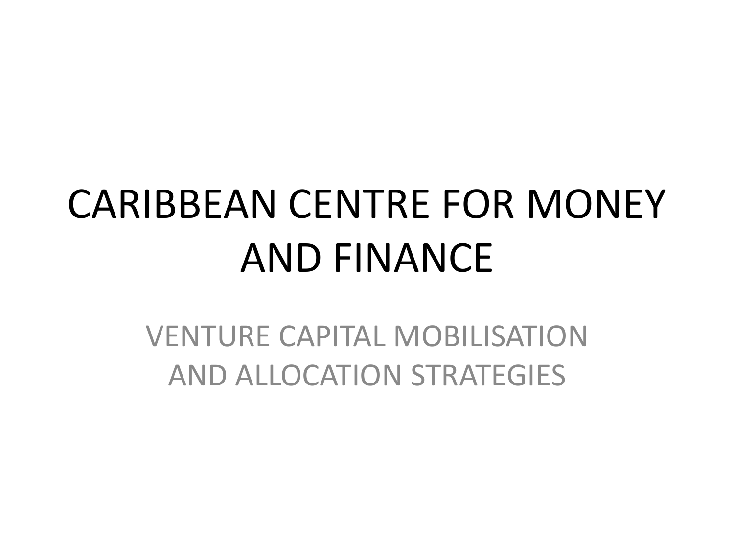# CARIBBEAN CENTRE FOR MONEY AND FINANCE

## VENTURE CAPITAL MOBILISATION AND ALLOCATION STRATEGIES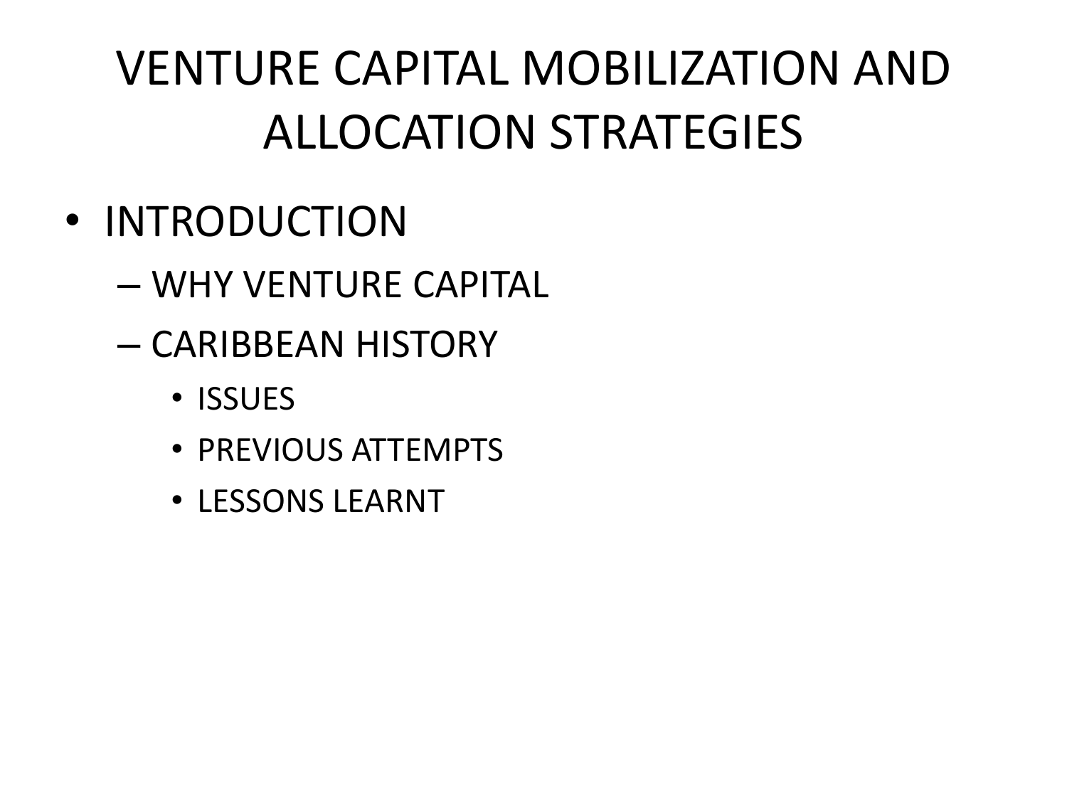# VENTURE CAPITAL MOBILIZATION AND ALLOCATION STRATEGIES

- INTRODUCTION
  - WHY VENTURE CAPITAL
  - CARIBBEAN HISTORY
    - ISSUES
    - PREVIOUS ATTEMPTS
    - LESSONS LEARNT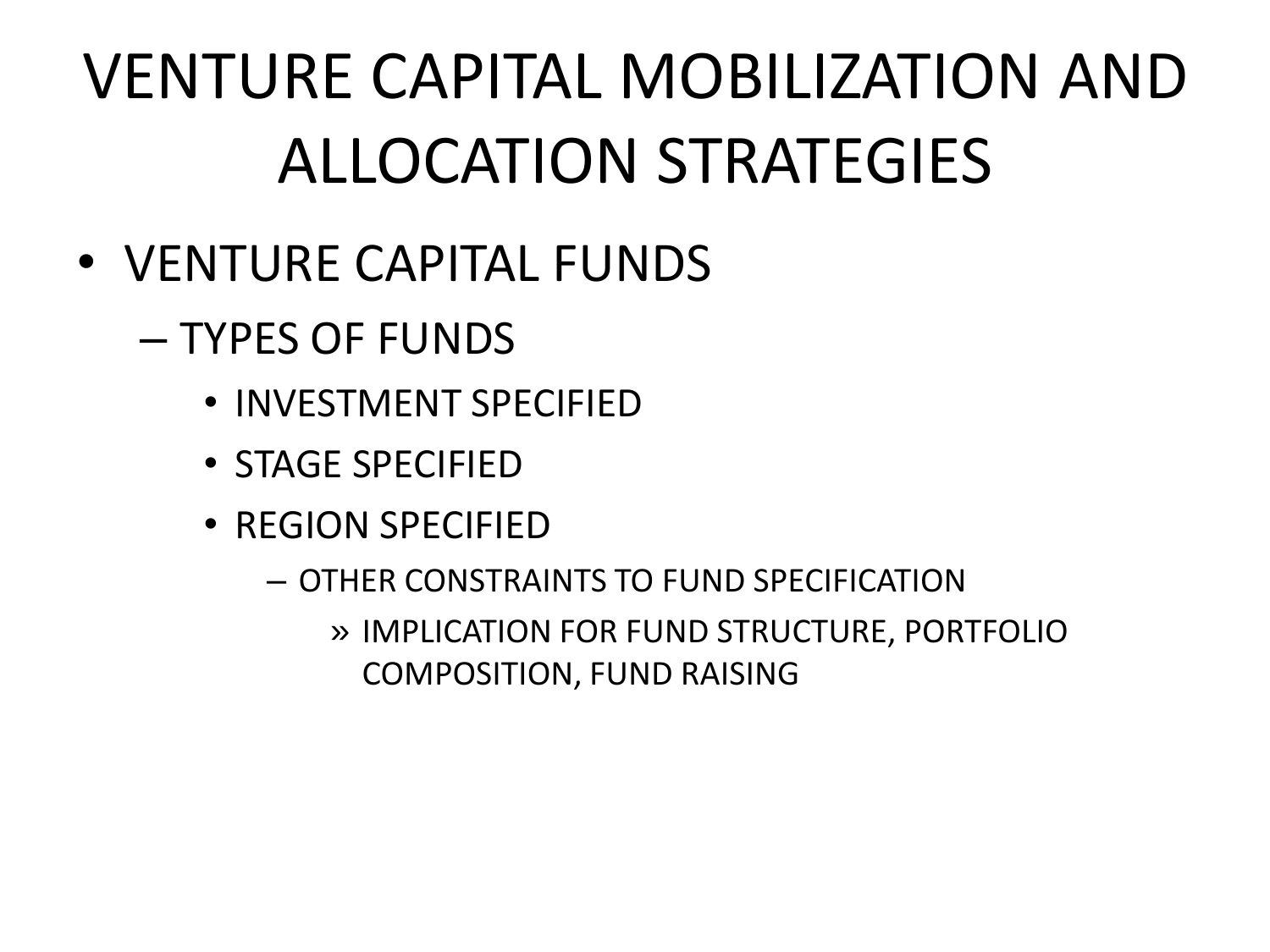# VENTURE CAPITAL MOBILIZATION AND ALLOCATION STRATEGIES

- VENTURE CAPITAL FUNDS
  - TYPES OF FUNDS
    - INVESTMENT SPECIFIED
    - STAGE SPECIFIED
    - REGION SPECIFIED
      - OTHER CONSTRAINTS TO FUND SPECIFICATION
        - IMPLICATION FOR FUND STRUCTURE, PORTFOLIO COMPOSITION, FUND RAISING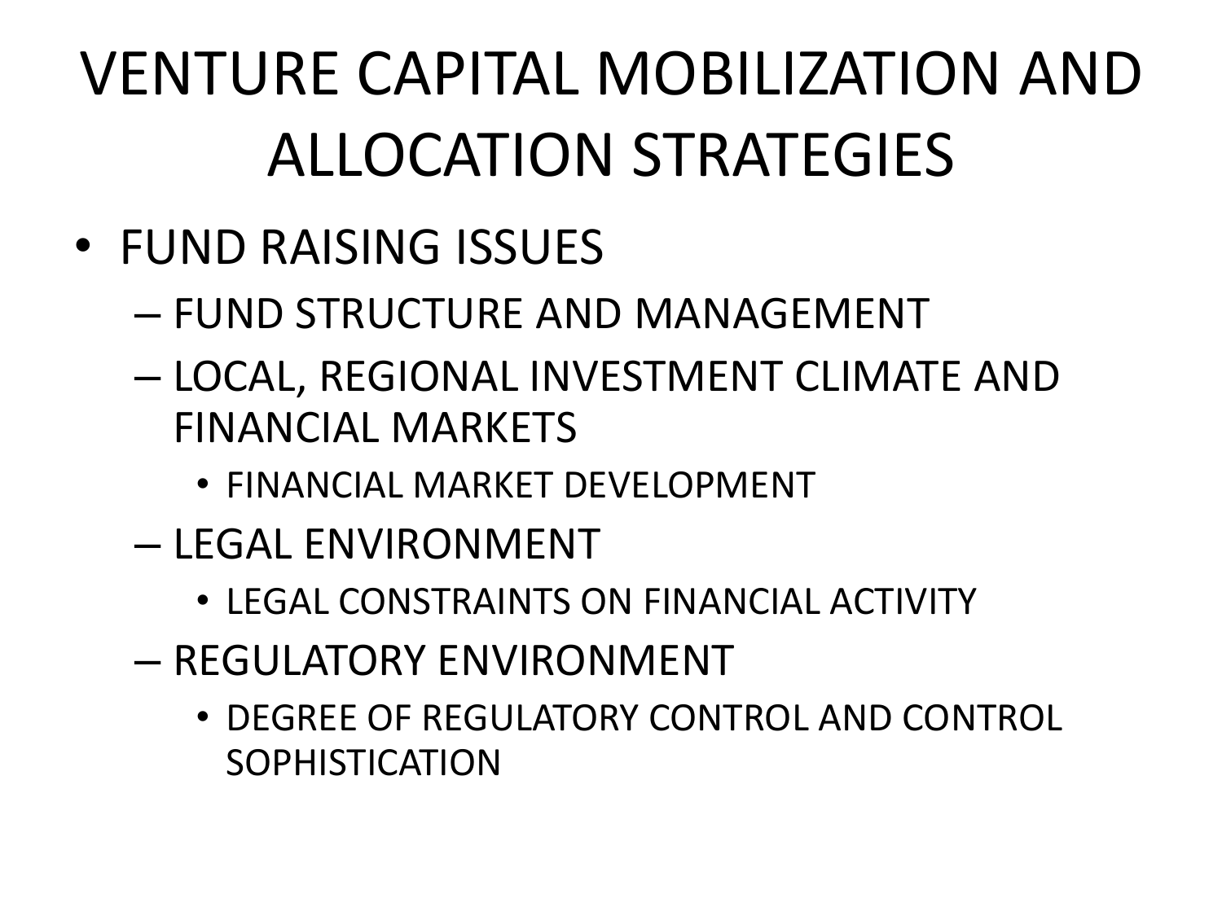# VENTURE CAPITAL MOBILIZATION AND ALLOCATION STRATEGIES

- FUND RAISING ISSUES
  - FUND STRUCTURE AND MANAGEMENT
  - LOCAL, REGIONAL INVESTMENT CLIMATE AND FINANCIAL MARKETS
    - FINANCIAL MARKET DEVELOPMENT
  - LEGAL ENVIRONMENT
    - LEGAL CONSTRAINTS ON FINANCIAL ACTIVITY
  - REGULATORY ENVIRONMENT
    - DEGREE OF REGULATORY CONTROL AND CONTROL SOPHISTICATION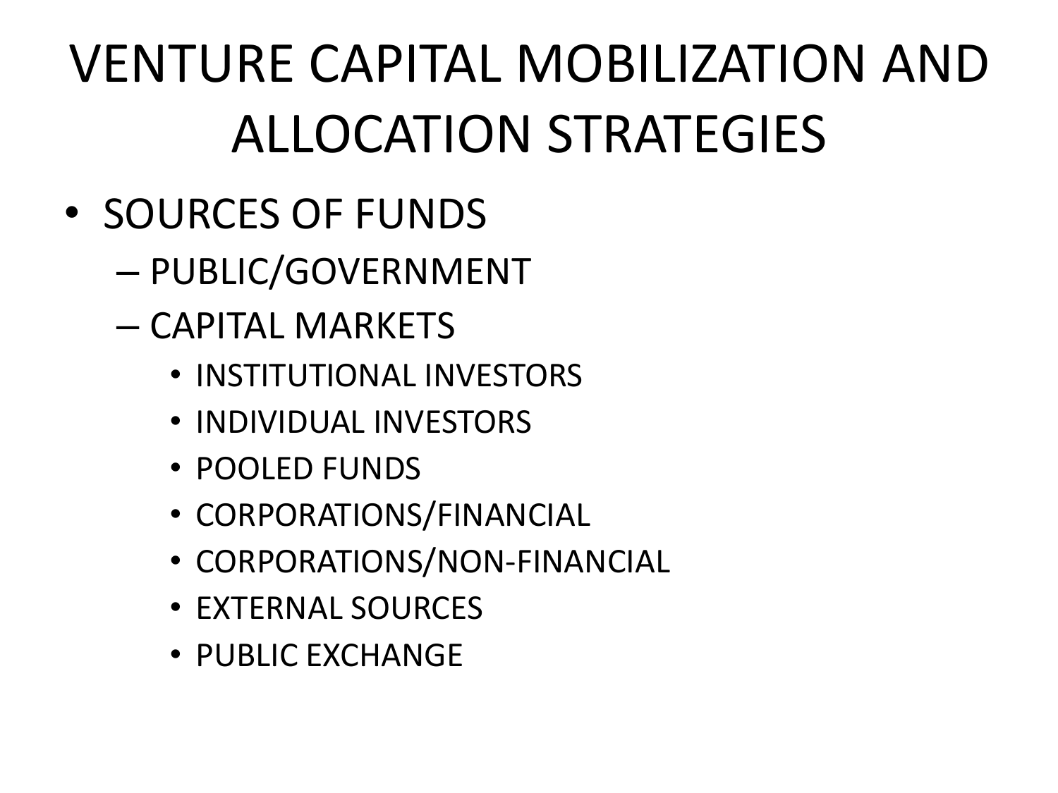# VENTURE CAPITAL MOBILIZATION AND ALLOCATION STRATEGIES

- SOURCES OF FUNDS
  - PUBLIC/GOVERNMENT
  - CAPITAL MARKETS
    - INSTITUTIONAL INVESTORS
    - INDIVIDUAL INVESTORS
    - POOLED FUNDS
    - CORPORATIONS/FINANCIAL
    - CORPORATIONS/NON-FINANCIAL
    - EXTERNAL SOURCES
    - PUBLIC EXCHANGE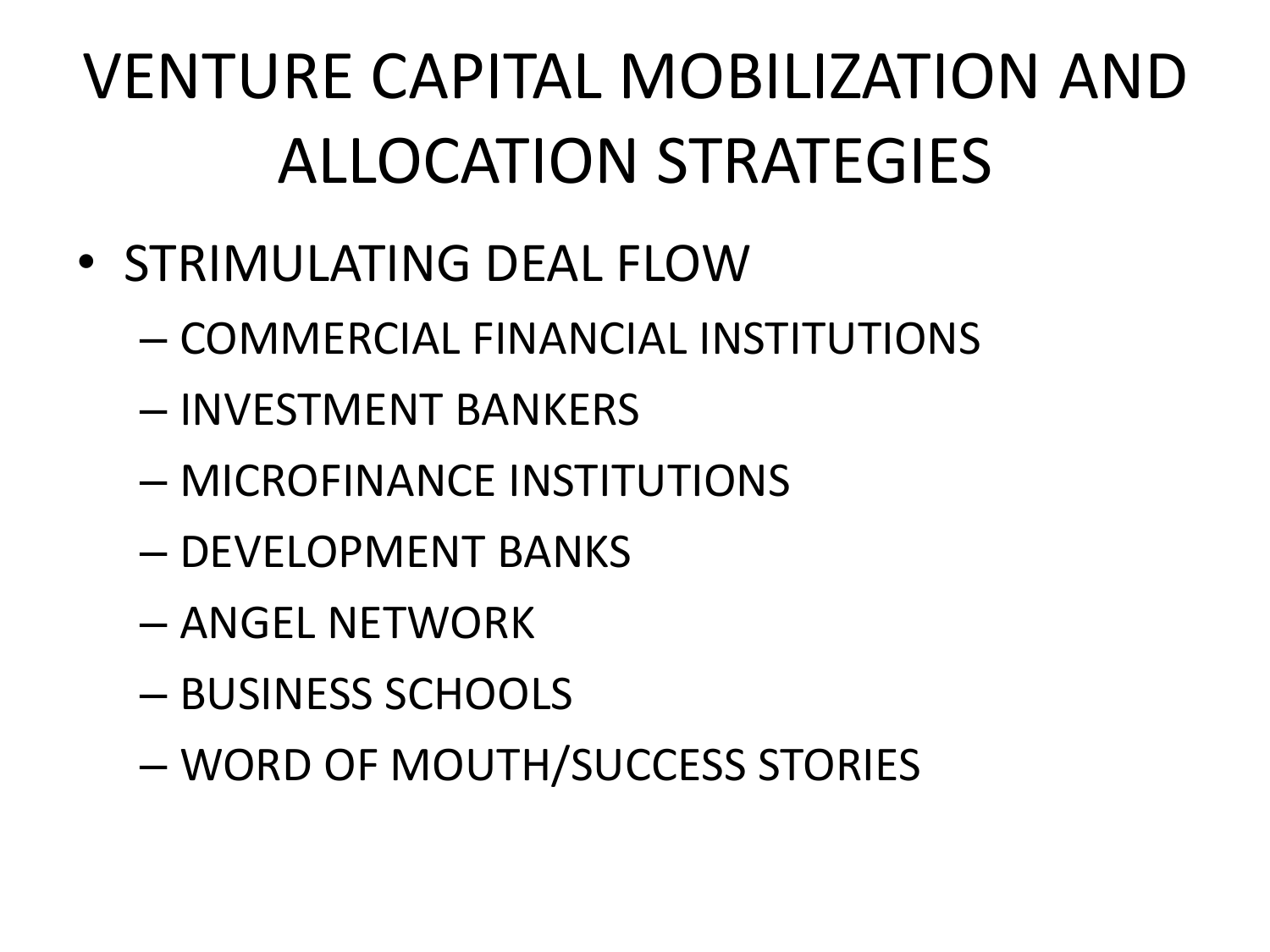# VENTURE CAPITAL MOBILIZATION AND ALLOCATION STRATEGIES

- STRIMULATING DEAL FLOW
  - COMMERCIAL FINANCIAL INSTITUTIONS
  - INVESTMENT BANKERS
  - MICROFINANCE INSTITUTIONS
  - DEVELOPMENT BANKS
  - ANGEL NETWORK
  - BUSINESS SCHOOLS
  - WORD OF MOUTH/SUCCESS STORIES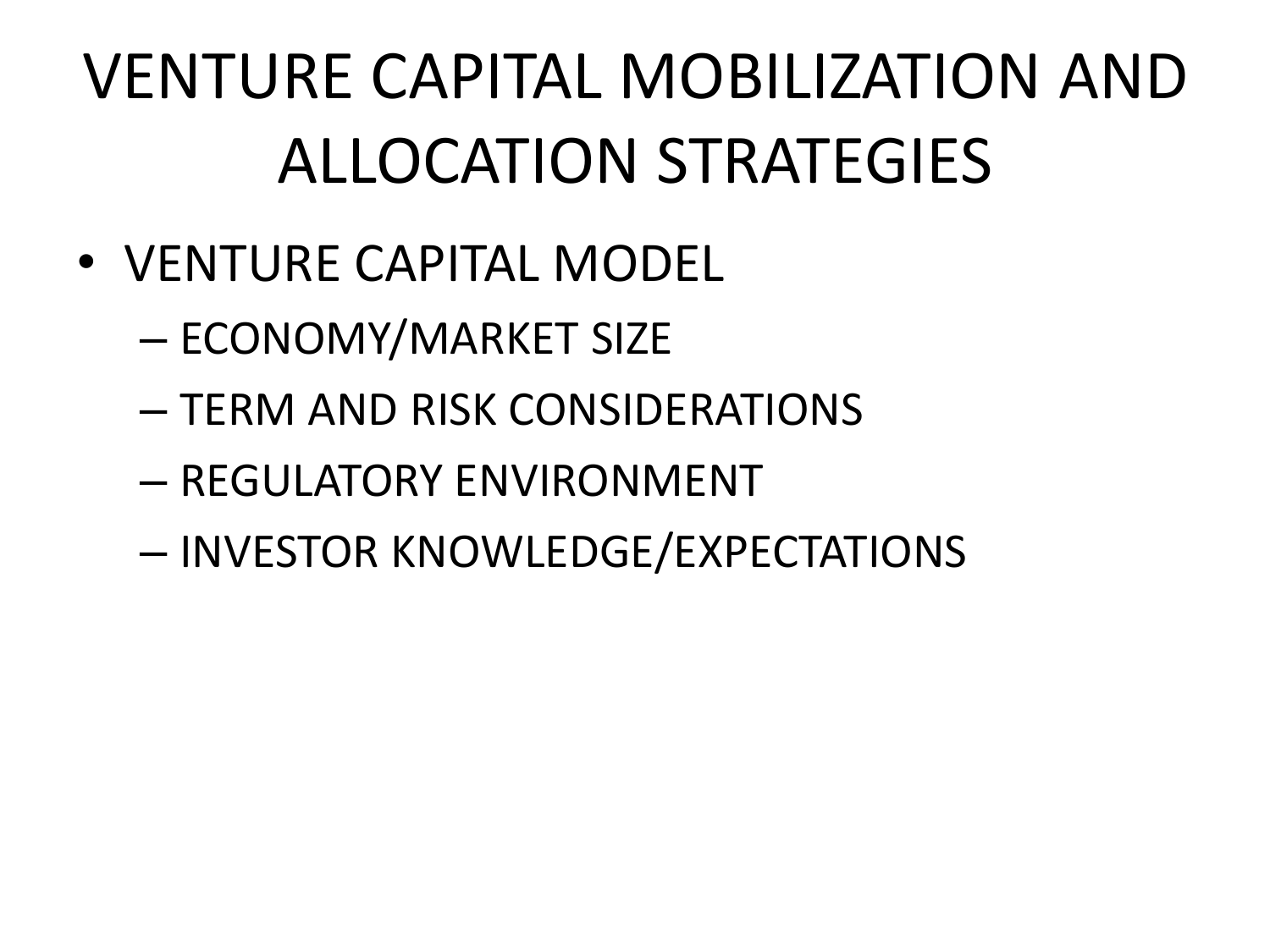# VENTURE CAPITAL MOBILIZATION AND ALLOCATION STRATEGIES

- VENTURE CAPITAL MODEL
  - ECONOMY/MARKET SIZE
  - TERM AND RISK CONSIDERATIONS
  - REGULATORY ENVIRONMENT
  - INVESTOR KNOWLEDGE/EXPECTATIONS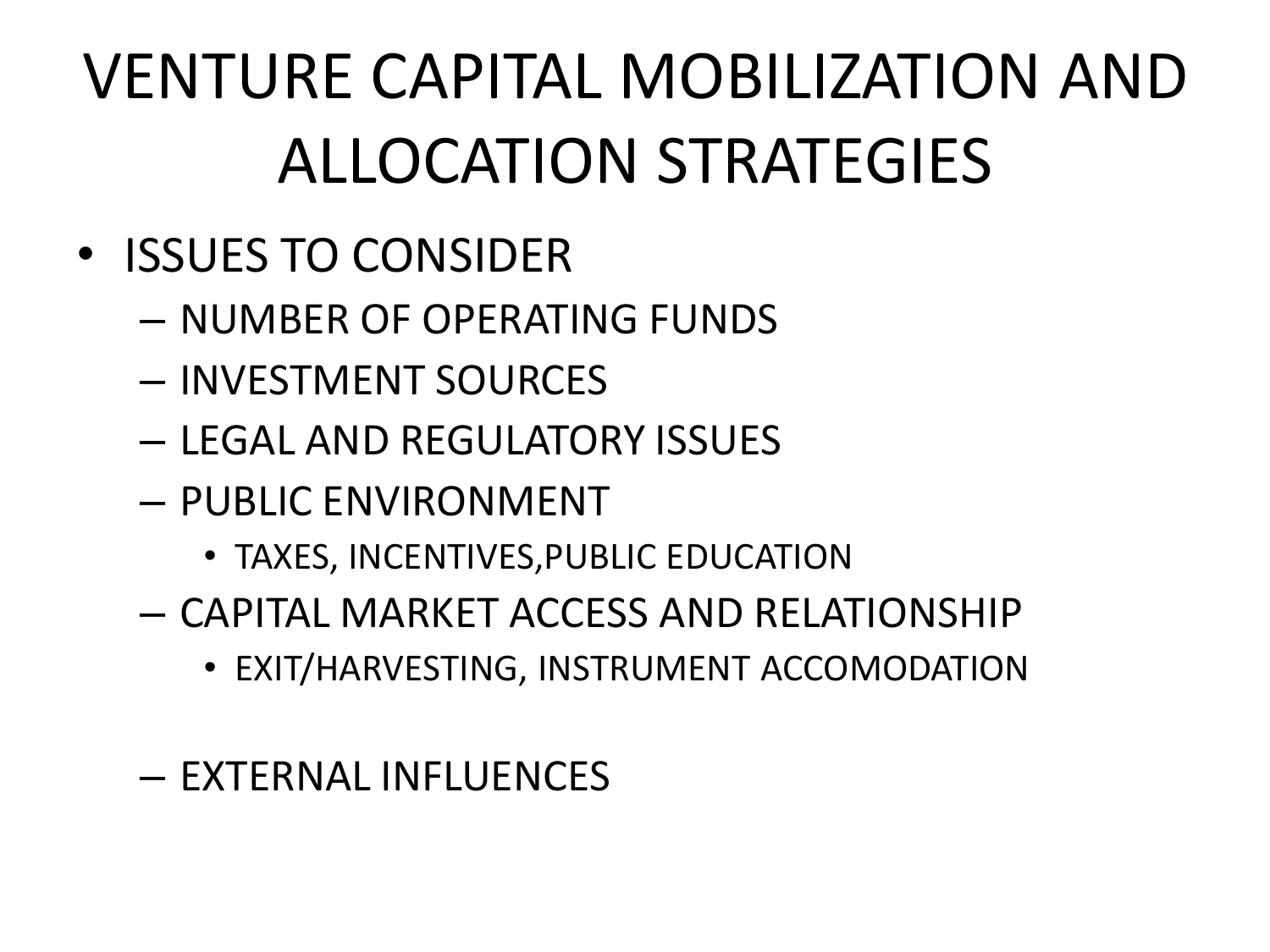# VENTURE CAPITAL MOBILIZATION AND ALLOCATION STRATEGIES

- ISSUES TO CONSIDER
  - NUMBER OF OPERATING FUNDS
  - INVESTMENT SOURCES
  - LEGAL AND REGULATORY ISSUES
  - PUBLIC ENVIRONMENT
    - TAXES, INCENTIVES,PUBLIC EDUCATION
  - CAPITAL MARKET ACCESS AND RELATIONSHIP
    - EXIT/HARVESTING, INSTRUMENT ACCOMODATION
  - EXTERNAL INFLUENCES